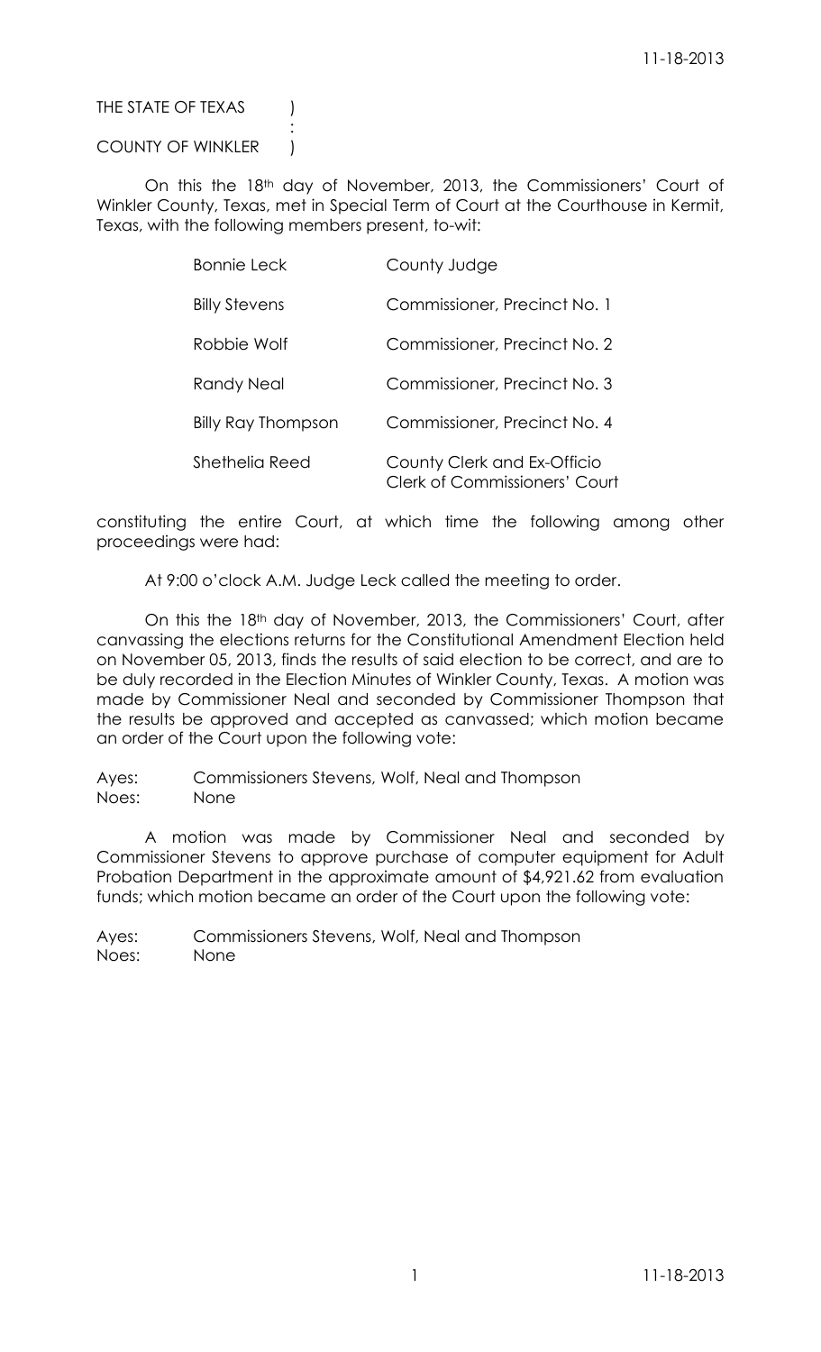THE STATE OF TEXAS )
:
COUNTY OF WINKLER )

On this the 18th day of November, 2013, the Commissioners' Court of Winkler County, Texas, met in Special Term of Court at the Courthouse in Kermit, Texas, with the following members present, to-wit:

| | |
|---|---|
| Bonnie Leck | County Judge |
| Billy Stevens | Commissioner, Precinct No. 1 |
| Robbie Wolf | Commissioner, Precinct No. 2 |
| Randy Neal | Commissioner, Precinct No. 3 |
| Billy Ray Thompson | Commissioner, Precinct No. 4 |
| Shethelia Reed | County Clerk and Ex-Officio Clerk of Commissioners' Court |

constituting the entire Court, at which time the following among other proceedings were had:

At 9:00 o'clock A.M. Judge Leck called the meeting to order.

On this the 18th day of November, 2013, the Commissioners' Court, after canvassing the elections returns for the Constitutional Amendment Election held on November 05, 2013, finds the results of said election to be correct, and are to be duly recorded in the Election Minutes of Winkler County, Texas. A motion was made by Commissioner Neal and seconded by Commissioner Thompson that the results be approved and accepted as canvassed; which motion became an order of the Court upon the following vote:

Ayes: Commissioners Stevens, Wolf, Neal and Thompson
Noes: None

A motion was made by Commissioner Neal and seconded by Commissioner Stevens to approve purchase of computer equipment for Adult Probation Department in the approximate amount of $4,921.62 from evaluation funds; which motion became an order of the Court upon the following vote:

Ayes: Commissioners Stevens, Wolf, Neal and Thompson
Noes: None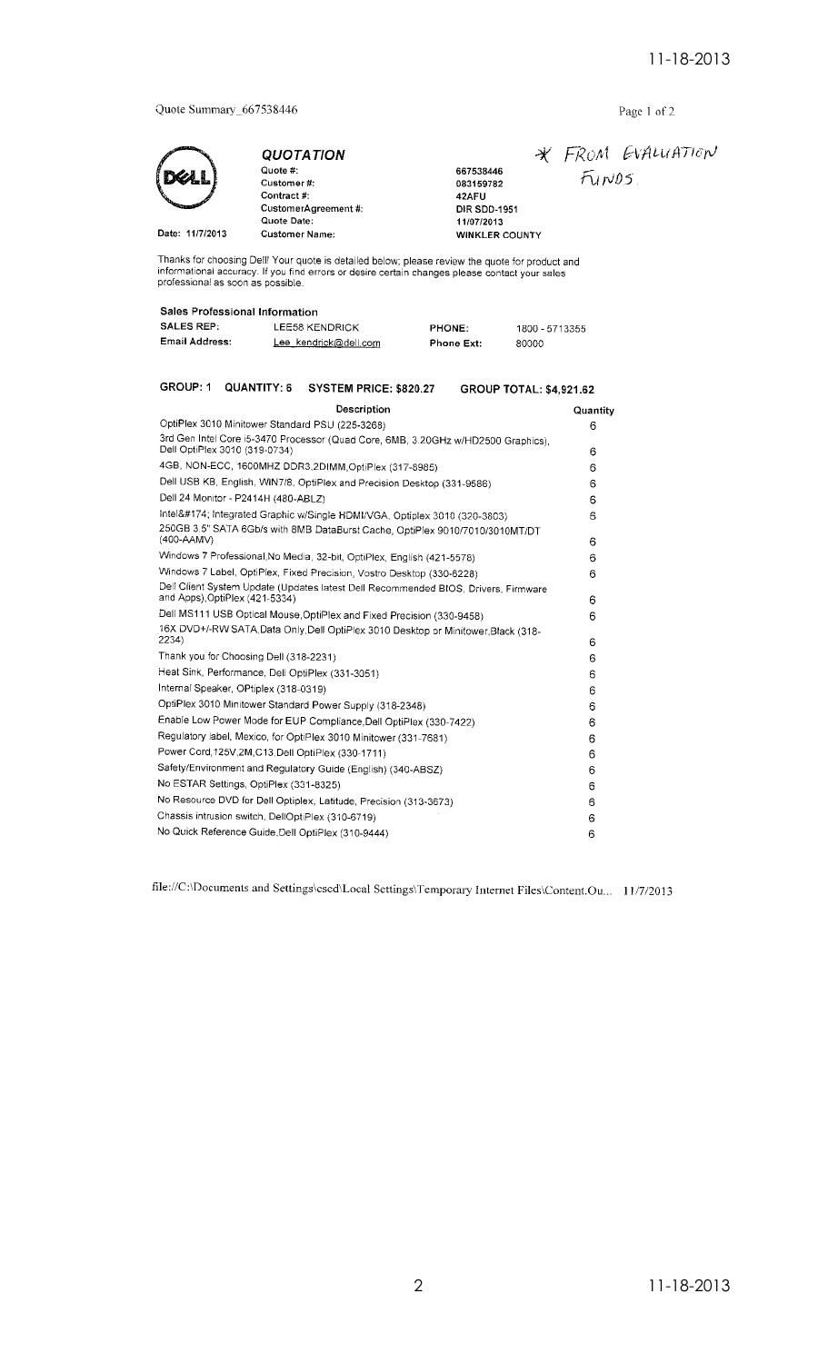Quote Summary_667538446

*FROM EVALUATION FUNDS.*

## QUOTATION

| | |
|---|---|
| Quote #: | 667538446 |
| Customer #: | 083159782 |
| Contract #: | 42AFU |
| CustomerAgreement #: | DIR SDD-1951 |
| Quote Date: | 11/07/2013 |
| Customer Name: | WINKLER COUNTY |

Date: 11/7/2013

Thanks for choosing Dell! Your quote is detailed below; please review the quote for product and informational accuracy. If you find errors or desire certain changes please contact your sales professional as soon as possible.

**Sales Professional Information**

| | | | |
|---|---|---|---|
| SALES REP: | LEE58 KENDRICK | PHONE: | 1800 - 5713355 |
| Email Address: | Lee_kendrick@dell.com | Phone Ext: | 80000 |

**GROUP: 1 QUANTITY: 6 SYSTEM PRICE: $820.27 GROUP TOTAL: $4,921.62**

| Description | Quantity |
|---|---|
| OptiPlex 3010 Minitower Standard PSU (225-3268) | 6 |
| 3rd Gen Intel Core i5-3470 Processor (Quad Core, 6MB, 3.20GHz w/HD2500 Graphics), Dell OptiPlex 3010 (319-0734) | 6 |
| 4GB, NON-ECC, 1600MHZ DDR3,2DIMM,OptiPlex (317-8985) | 6 |
| Dell USB KB, English, WIN7/8, OptiPlex and Precision Desktop (331-9586) | 6 |
| Dell 24 Monitor - P2414H (480-ABLZ) | 6 |
| Intel&#174; Integrated Graphic w/Single HDMI/VGA, Optiplex 3010 (320-3803) | 6 |
| 250GB 3.5" SATA 6Gb/s with 8MB DataBurst Cache, OptiPlex 9010/7010/3010MT/DT (400-AAMV) | 6 |
| Windows 7 Professional,No Media, 32-bit, OptiPlex, English (421-5578) | 6 |
| Windows 7 Label, OptiPlex, Fixed Precision, Vostro Desktop (330-6228) | 6 |
| Dell Client System Update (Updates latest Dell Recommended BIOS, Drivers, Firmware and Apps),OptiPlex (421-5334) | 6 |
| Dell MS111 USB Optical Mouse,OptiPlex and Fixed Precision (330-9458) | 6 |
| 16X DVD+/-RW SATA,Data Only,Dell OptiPlex 3010 Desktop or Minitower,Black (318-2234) | 6 |
| Thank you for Choosing Dell (318-2231) | 6 |
| Heat Sink, Performance, Dell OptiPlex (331-3051) | 6 |
| Internal Speaker, OPtiplex (318-0319) | 6 |
| OptiPlex 3010 Minitower Standard Power Supply (318-2348) | 6 |
| Enable Low Power Mode for EUP Compliance,Dell OptiPlex (330-7422) | 6 |
| Regulatory label, Mexico, for OptiPlex 3010 Minitower (331-7681) | 6 |
| Power Cord,125V,2M,C13,Dell OptiPlex (330-1711) | 6 |
| Safety/Environment and Regulatory Guide (English) (340-ABSZ) | 6 |
| No ESTAR Settings, OptiPlex (331-8325) | 6 |
| No Resource DVD for Dell Optiplex, Latitude, Precision (313-3673) | 6 |
| Chassis intrusion switch, DellOptiPlex (310-6719) | 6 |
| No Quick Reference Guide,Dell OptiPlex (310-9444) | 6 |

file://C:\Documents and Settings\csed\Local Settings\Temporary Internet Files\Content.Ou... 11/7/2013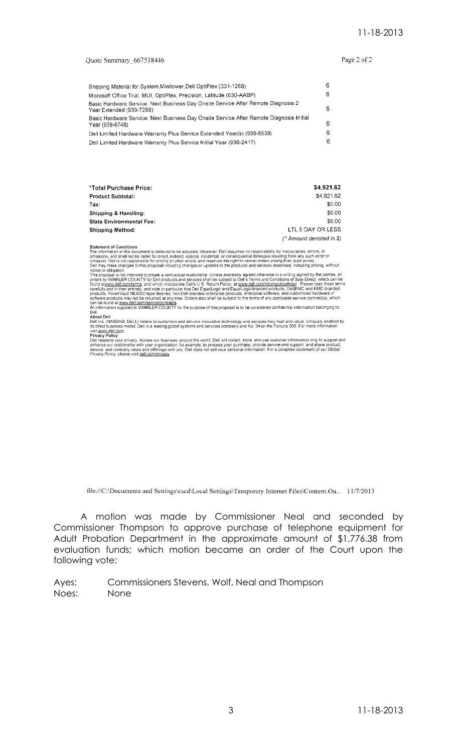Quote Summary_667538446

| | |
|---|---|
| Shipping Material for System,Minitower,Dell OptiPlex (331-1268) | 6 |
| Microsoft Office Trial, MUI, OptiPlex, Precision, Latitude (630-AABP) | 6 |
| Basic Hardware Service: Next Business Day Onsite Service After Remote Diagnosis 2 Year Extended (939-7288) | 6 |
| Basic Hardware Service: Next Business Day Onsite Service After Remote Diagnosis Initial Year (939-6748) | 6 |
| Dell Limited Hardware Warranty Plus Service Extended Year(s) (939-6538) | 6 |
| Dell Limited Hardware Warranty Plus Service Initial Year (936-2417) | 6 |

| | |
|---|---|
| ***Total Purchase Price:** | **$4,921.62** |
| **Product Subtotal:** | $4,921.62 |
| **Tax:** | $0.00 |
| **Shipping & Handling:** | $0.00 |
| **State Environmental Fee:** | $0.00 |
| **Shipping Method:** | LTL 5 DAY OR LESS |
| | (* Amount denoted in $) |

**Statement of Conditions**
The information in this document is believed to be accurate. However, Dell assumes no responsibility for inaccuracies, errors, or omissions, and shall not be liable for direct, indirect, special, incidental, or consequential damages resulting from any such error or omission. Dell is not responsible for pricing or other errors, and reserves the right to cancel orders arising from such errors.
Dell may make changes to this proposal including changes or updates to the products and services described, including pricing, without notice or obligation.
This proposal is not intended to create a contractual relationship. Unless expressly agreed otherwise in a writing signed by the parties, all orders by WINKLER COUNTY for Dell products and services shall be subject to Dell's Terms and Conditions of Sale-Direct, which can be found at www.dell.com/terms, and which incorporate Dell's U.S. Return Policy, at www.dell.com/returnpolicy#total. Please read those terms carefully and in their entirety, and note in particular that Dell EqualLogic and EqualLogic-branded products, Dell|EMC and EMC-branded products, PowerVault ML6000 tape libraries, non-Dell-branded enterprise products, enterprise software, and customized hardware or software products may not be returned at any time. Orders also shall be subject to the terms of any applicable service contract(s), which can be found at www.dell.com/servicecontracts.
All information supplied to WINKLER COUNTY for the purpose of this proposal is to be considered confidential information belonging to Dell.
**About Dell**
Dell Inc. (NASDAQ: DELL) listens to customers and delivers innovative technology and services they trust and value. Uniquely enabled by its direct business model, Dell is a leading global systems and services company and No. 34 on the Fortune 500. For more information, visit www.dell.com.
**Privacy Policy**
Dell respects your privacy. Across our business, around the world, Dell will collect, store, and use customer information only to support and enhance our relationship with your organization, for example, to process your purchase, provide service and support, and share product, service, and company news and offerings with you. Dell does not sell your personal information. For a complete statement of our Global Privacy Policy, please visit dell.com/privacy.

file://C:\Documents and Settings\cscd\Local Settings\Temporary Internet Files\Content.Ou... 11/7/2013

A motion was made by Commissioner Neal and seconded by Commissioner Thompson to approve purchase of telephone equipment for Adult Probation Department in the approximate amount of $1,776.38 from evaluation funds; which motion became an order of the Court upon the following vote:

Ayes: Commissioners Stevens, Wolf, Neal and Thompson
Noes: None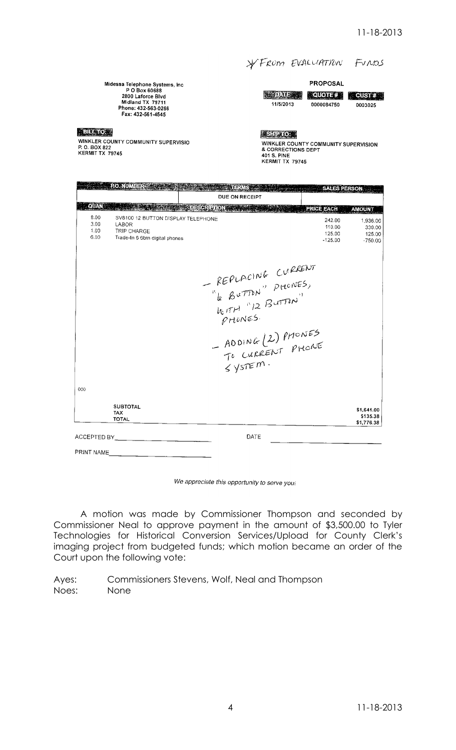*FROM EVALUATION FUNDS

Midessa Telephone Systems, Inc
P O Box 60688
2800 Laforce Blvd
Midland TX 79711
Phone: 432-563-0266
Fax: 432-561-4545

**PROPOSAL**

| DATE | QUOTE # | CUST # |
|---|---|---|
| 11/5/2013 | 0000084750 | 0003025 |

**BILL TO:**

WINKLER COUNTY COMMUNITY SUPERVISIO
P. O. BOX 822
KERMIT TX 79745

**SHIP TO:**

WINKLER COUNTY COMMUNITY SUPERVISION
& CORRECTIONS DEPT
401 S. PINE
KERMIT TX 79745

| P.O. NUMBER | TERMS | SALES PERSON |
|---|---|---|
| | DUE ON RECEIPT | |

| QUAN | DESCRIPTION | PRICE EACH | AMOUNT |
|---|---|---|---|
| 8.00 | SV8100 12 BUTTON DISPLAY TELEPHONE | 242.00 | 1,936.00 |
| 3.00 | LABOR | 110.00 | 330.00 |
| 1.00 | TRIP CHARGE | 125.00 | 125.00 |
| 6.00 | Trade-In 6 6btn digital phones | -125.00 | -750.00 |

- REPLACING CURRENT "6 BUTTON" PHONES, WITH "12 BUTTON" PHONES.
- ADDING (2) PHONES TO CURRENT PHONE SYSTEM.

000

| | |
|---|---|
| SUBTOTAL | $1,641.00 |
| TAX | $135.38 |
| TOTAL | $1,776.38 |

ACCEPTED BY\_\_\_\_\_\_\_\_\_\_\_\_\_\_\_\_\_\_\_\_ DATE\_\_\_\_\_\_\_\_\_\_\_\_\_\_\_\_\_\_\_\_

PRINT NAME\_\_\_\_\_\_\_\_\_\_\_\_\_\_\_\_\_\_\_\_

*We appreciate this opportunity to serve you!*

A motion was made by Commissioner Thompson and seconded by Commissioner Neal to approve payment in the amount of $3,500.00 to Tyler Technologies for Historical Conversion Services/Upload for County Clerk's imaging project from budgeted funds; which motion became an order of the Court upon the following vote:

Ayes: Commissioners Stevens, Wolf, Neal and Thompson
Noes: None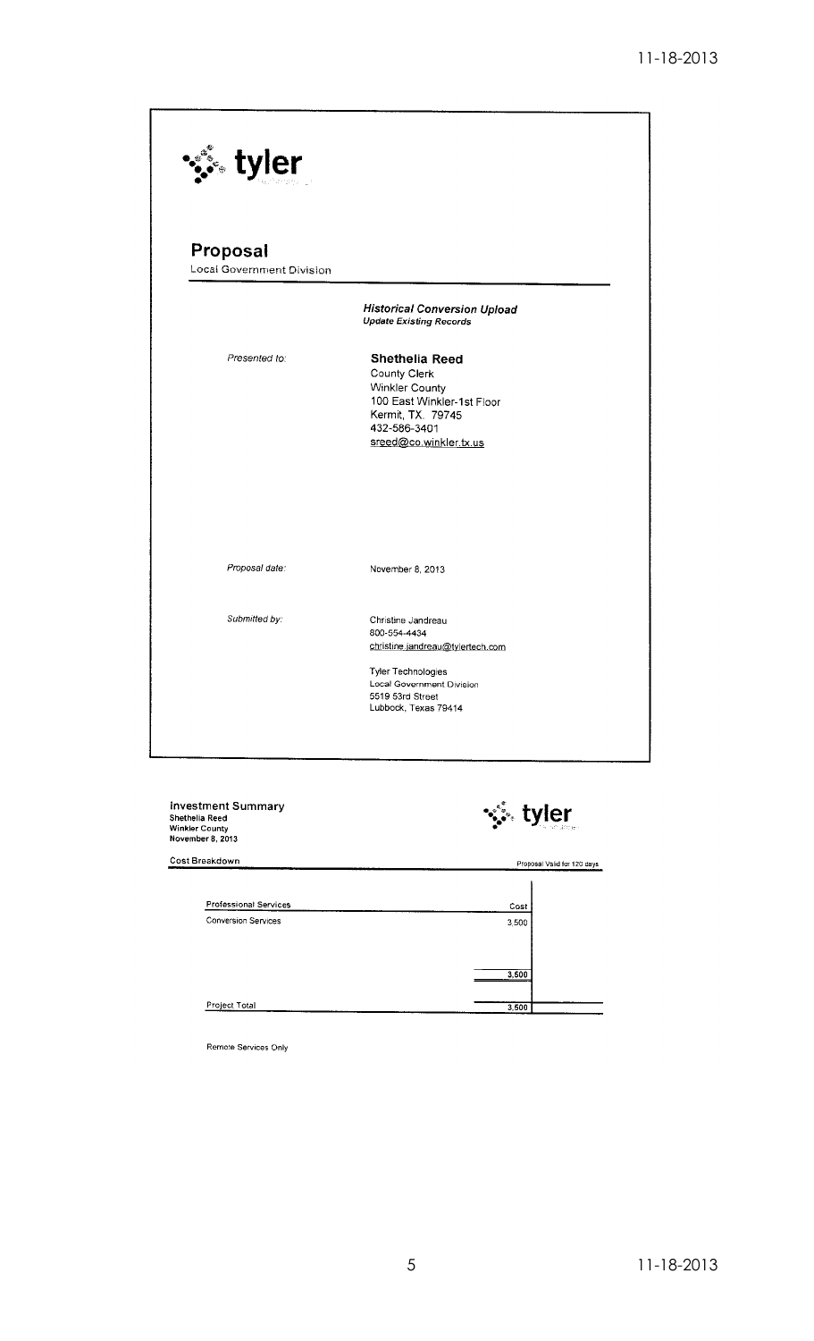tyler

# Proposal

Local Government Division

***Historical Conversion Upload***
***Update Existing Records***

*Presented to:*

**Shethelia Reed**
County Clerk
Winkler County
100 East Winkler-1st Floor
Kermit, TX. 79745
432-586-3401
sreed@co.winkler.tx.us

*Proposal date:* November 8, 2013

*Submitted by:*

Christine Jandreau
800-554-4434
christine.jandreau@tylertech.com

Tyler Technologies
Local Government Division
5519 53rd Street
Lubbock, Texas 79414

## Investment Summary

**Shethelia Reed**
**Winkler County**
**November 8, 2013**

tyler

Cost Breakdown — Proposal Valid for 120 days

| Professional Services | Cost |
|---|---|
| Conversion Services | 3,500 |
| | 3,500 |
| Project Total | 3,500 |

Remote Services Only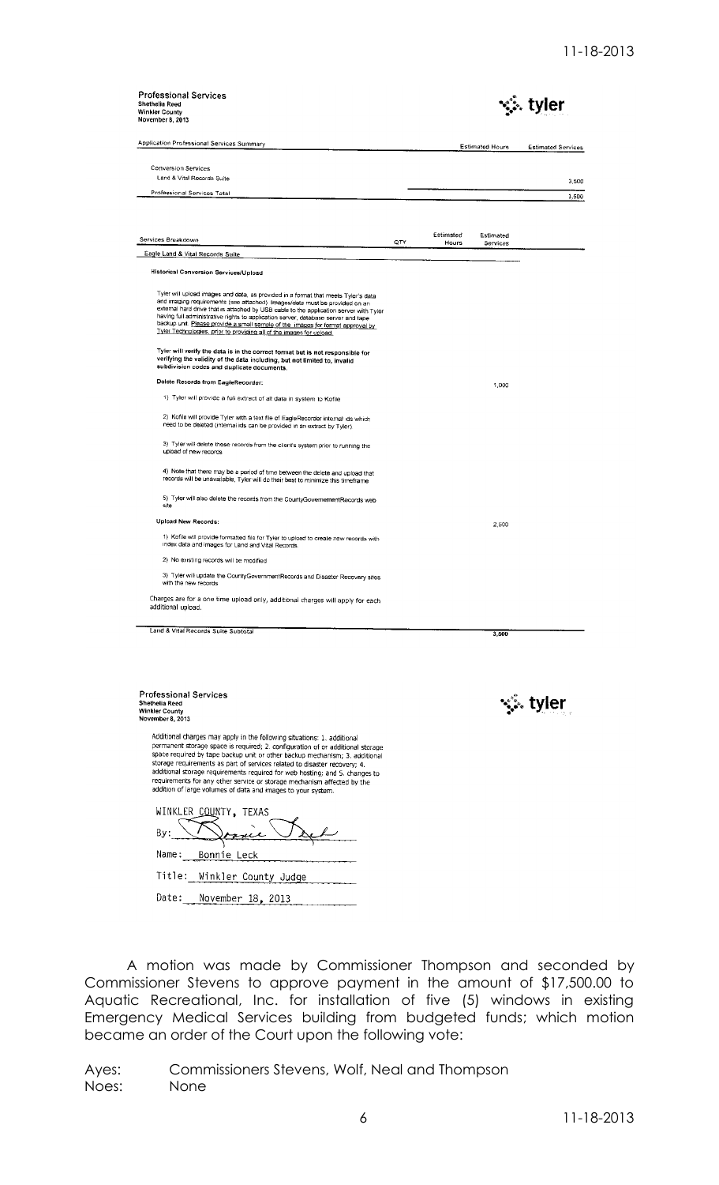**Professional Services**
**Shethelia Reed**
**Winkler County**
**November 8, 2013**

tyler

| Application Professional Services Summary | Estimated Hours | Estimated Services |
|---|---|---|
| Conversion Services | | |
| Land & Vital Records Suite | | 3,500 |
| Professional Services Total | | 3,500 |

| Services Breakdown | QTY | Estimated Hours | Estimated Services |
|---|---|---|---|
| Eagle Land & Vital Records Suite | | | |
| **Historical Conversion Services/Upload** | | | |
| Tyler will upload images and data, as provided in a format that meets Tyler's data and imaging requirements (see attached). Images/data must be provided on an external hard drive that is attached by USB cable to the application server with Tyler having full administrative rights to application server, database server and tape backup unit. Please provide a small sample of the images for format approval by Tyler Technologies, prior to providing all of the images for upload. | | | |
| **Tyler will verify the data is in the correct format but is not responsible for verifying the validity of the data including, but not limited to, invalid subdivision codes and duplicate documents.** | | | |
| **Delete Records from EagleRecorder:** | | | 1,000 |
| 1) Tyler will provide a full extract of all data in system to Kofile | | | |
| 2) Kofile will provide Tyler with a text file of EagleRecorder internal ids which need to be deleted (internal ids can be provided in an extract by Tyler) | | | |
| 3) Tyler will delete those records from the client's system prior to running the upload of new records | | | |
| 4) Note that there may be a period of time between the delete and upload that records will be unavailable, Tyler will do their best to minimize this timeframe | | | |
| 5) Tyler will also delete the records from the CountyGovernementRecords web site | | | |
| **Upload New Records:** | | | 2,500 |
| 1) Kofile will provide formatted file for Tyler to upload to create new records with index data and images for Land and Vital Records | | | |
| 2) No existing records will be modified | | | |
| 3) Tyler will update the CountyGovernmentRecords and Disaster Recovery sites with the new records | | | |
| Charges are for a one time upload only, additional charges will apply for each additional upload. | | | |
| Land & Vital Records Suite Subtotal | | | 3,500 |

**Professional Services**
**Shethelia Reed**
**Winkler County**
**November 8, 2013**

tyler

Additional charges may apply in the following situations: 1. additional permanent storage space is required; 2. configuration of or additional storage space required by tape backup unit or other backup mechanism; 3. additional storage requirements as part of services related to disaster recovery; 4. additional storage requirements required for web hosting; and 5. changes to requirements for any other service or storage mechanism affected by the addition of large volumes of data and images to your system.

WINKLER COUNTY, TEXAS

By: [signature]

Name: Bonnie Leck

Title: Winkler County Judge

Date: November 18, 2013

A motion was made by Commissioner Thompson and seconded by Commissioner Stevens to approve payment in the amount of $17,500.00 to Aquatic Recreational, Inc. for installation of five (5) windows in existing Emergency Medical Services building from budgeted funds; which motion became an order of the Court upon the following vote:

Ayes: Commissioners Stevens, Wolf, Neal and Thompson
Noes: None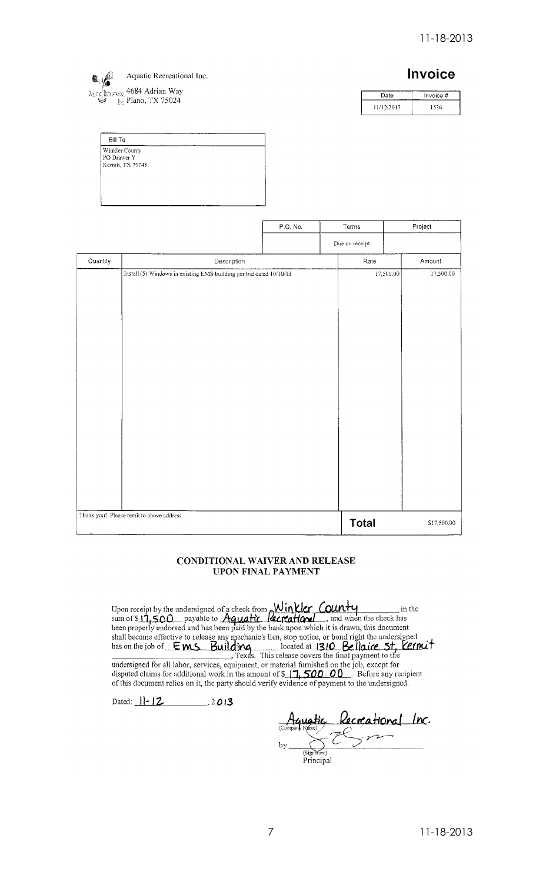Aquatic Recreational Inc.
4684 Adrian Way
Plano, TX 75024

# Invoice

| Date | Invoice # |
|---|---|
| 11/12/2013 | 1536 |

| Bill To |
|---|
| Winkler County<br>PO Drawer Y<br>Kermit, TX 79745 |

| P.O. No. | Terms | Project |
|---|---|---|
| | Due on receipt | |

| Quantity | Description | Rate | Amount |
|---|---|---|---|
| | Install (5) Windows in existing EMS building per bid dated 10/10/13 | 17,500.00 | 17,500.00 |
| | Thank you! Please remit to above address. | **Total** | $17,500.00 |

## CONDITIONAL WAIVER AND RELEASE UPON FINAL PAYMENT

Upon receipt by the undersigned of a check from Winkler County in the sum of $17,500 payable to Aquatic Recreational, and when the check has been properly endorsed and has been paid by the bank upon which it is drawn, this document shall become effective to release any mechanic's lien, stop notice, or bond right the undersigned has on the job of EMS Building located at 1310 Bellaire St, Kermit, Texas. This release covers the final payment to the undersigned for all labor, services, equipment, or material furnished on the job, except for disputed claims for additional work in the amount of $17,500.00. Before any recipient of this document relies on it, the party should verify evidence of payment to the undersigned.

Dated: 11-12, 2013

Aquatic Recreational Inc.
(Company Name)

by _(signature)_
(Signature)
Principal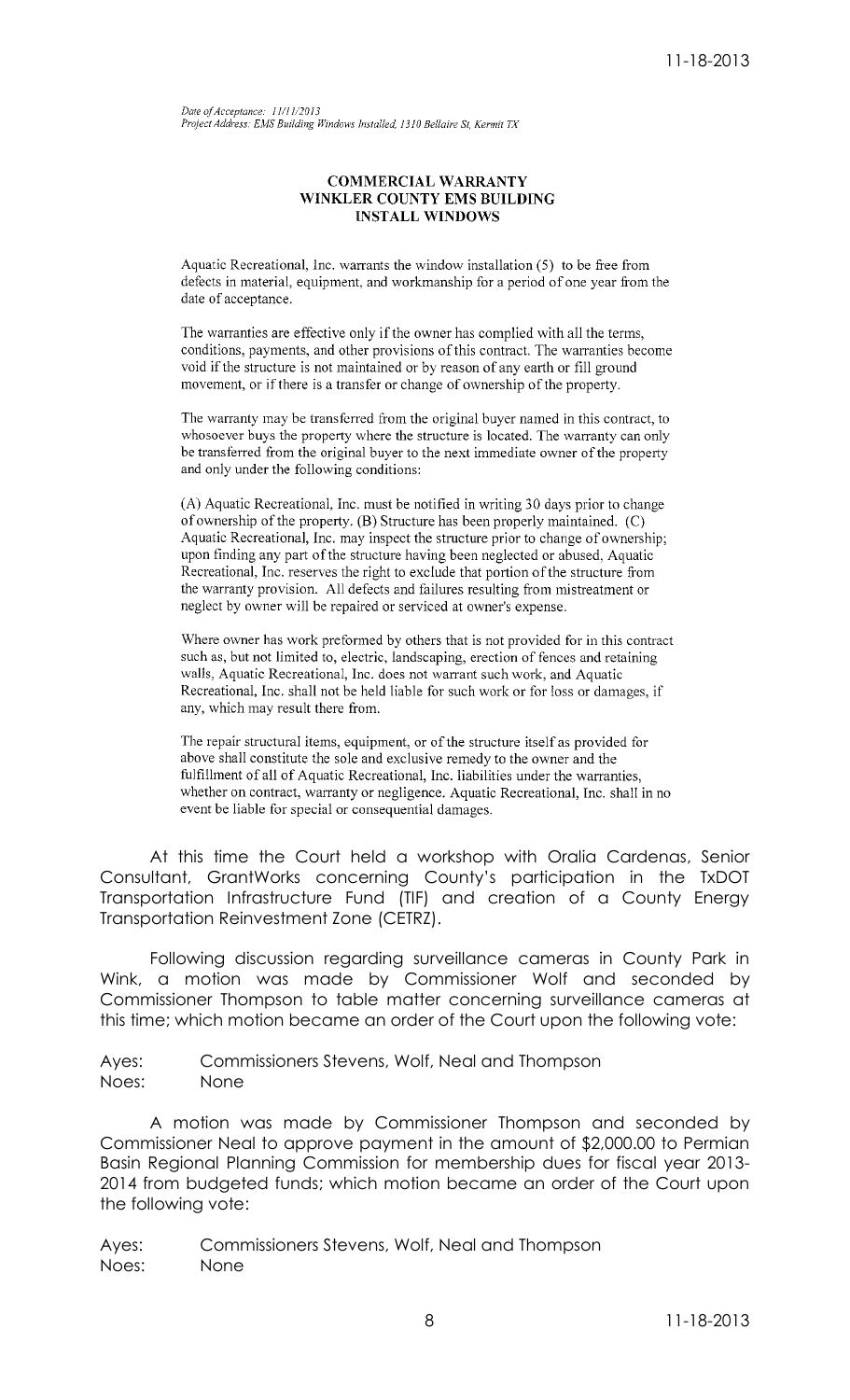*Date of Acceptance: 11/11/2013*
*Project Address: EMS Building Windows Installed, 1310 Bellaire St, Kermit TX*

**COMMERCIAL WARRANTY**
**WINKLER COUNTY EMS BUILDING**
**INSTALL WINDOWS**

Aquatic Recreational, Inc. warrants the window installation (5) to be free from defects in material, equipment, and workmanship for a period of one year from the date of acceptance.

The warranties are effective only if the owner has complied with all the terms, conditions, payments, and other provisions of this contract. The warranties become void if the structure is not maintained or by reason of any earth or fill ground movement, or if there is a transfer or change of ownership of the property.

The warranty may be transferred from the original buyer named in this contract, to whosoever buys the property where the structure is located. The warranty can only be transferred from the original buyer to the next immediate owner of the property and only under the following conditions:

(A) Aquatic Recreational, Inc. must be notified in writing 30 days prior to change of ownership of the property. (B) Structure has been properly maintained. (C) Aquatic Recreational, Inc. may inspect the structure prior to change of ownership; upon finding any part of the structure having been neglected or abused, Aquatic Recreational, Inc. reserves the right to exclude that portion of the structure from the warranty provision. All defects and failures resulting from mistreatment or neglect by owner will be repaired or serviced at owner's expense.

Where owner has work preformed by others that is not provided for in this contract such as, but not limited to, electric, landscaping, erection of fences and retaining walls, Aquatic Recreational, Inc. does not warrant such work, and Aquatic Recreational, Inc. shall not be held liable for such work or for loss or damages, if any, which may result there from.

The repair structural items, equipment, or of the structure itself as provided for above shall constitute the sole and exclusive remedy to the owner and the fulfillment of all of Aquatic Recreational, Inc. liabilities under the warranties, whether on contract, warranty or negligence. Aquatic Recreational, Inc. shall in no event be liable for special or consequential damages.

At this time the Court held a workshop with Oralia Cardenas, Senior Consultant, GrantWorks concerning County's participation in the TxDOT Transportation Infrastructure Fund (TIF) and creation of a County Energy Transportation Reinvestment Zone (CETRZ).

Following discussion regarding surveillance cameras in County Park in Wink, a motion was made by Commissioner Wolf and seconded by Commissioner Thompson to table matter concerning surveillance cameras at this time; which motion became an order of the Court upon the following vote:

Ayes: Commissioners Stevens, Wolf, Neal and Thompson
Noes: None

A motion was made by Commissioner Thompson and seconded by Commissioner Neal to approve payment in the amount of $2,000.00 to Permian Basin Regional Planning Commission for membership dues for fiscal year 2013-2014 from budgeted funds; which motion became an order of the Court upon the following vote:

Ayes: Commissioners Stevens, Wolf, Neal and Thompson
Noes: None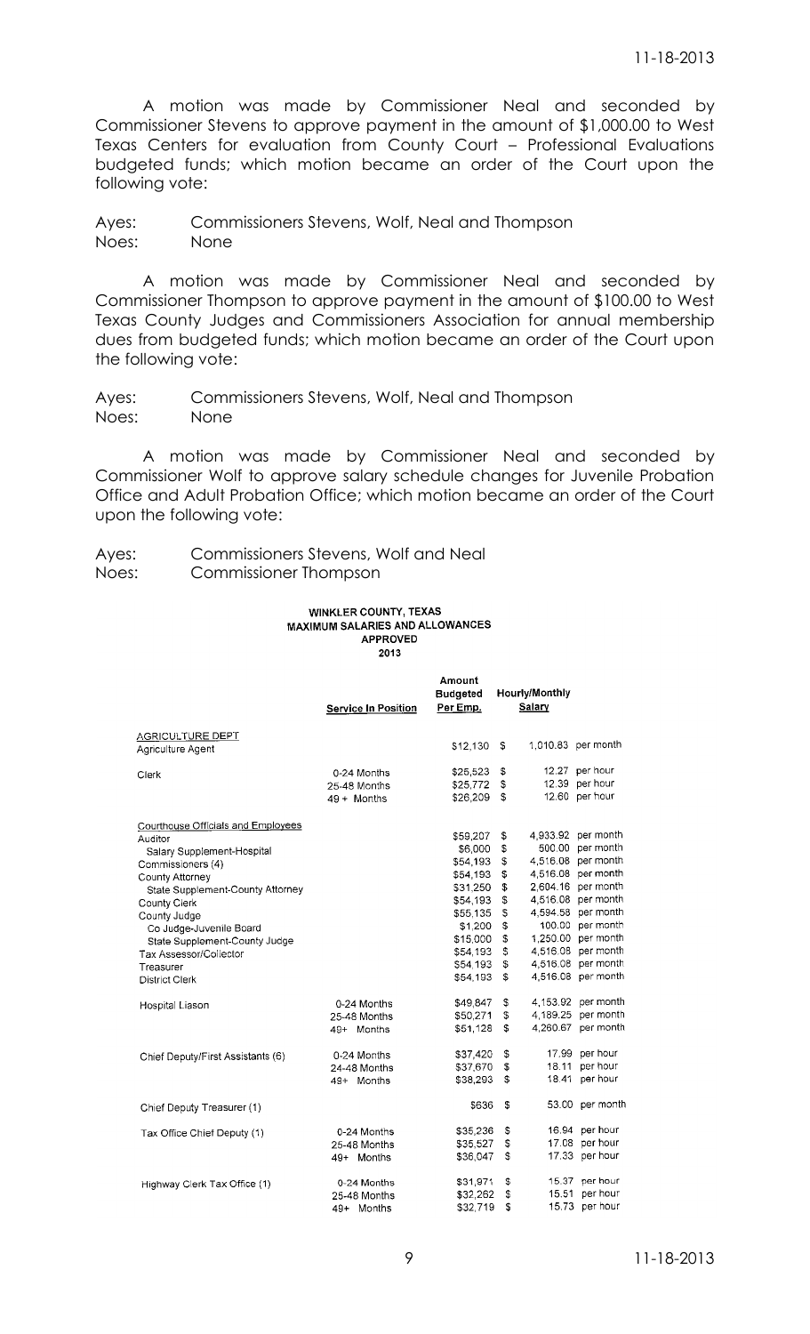A motion was made by Commissioner Neal and seconded by Commissioner Stevens to approve payment in the amount of $1,000.00 to West Texas Centers for evaluation from County Court – Professional Evaluations budgeted funds; which motion became an order of the Court upon the following vote:

Ayes: Commissioners Stevens, Wolf, Neal and Thompson
Noes: None

A motion was made by Commissioner Neal and seconded by Commissioner Thompson to approve payment in the amount of $100.00 to West Texas County Judges and Commissioners Association for annual membership dues from budgeted funds; which motion became an order of the Court upon the following vote:

Ayes: Commissioners Stevens, Wolf, Neal and Thompson
Noes: None

A motion was made by Commissioner Neal and seconded by Commissioner Wolf to approve salary schedule changes for Juvenile Probation Office and Adult Probation Office; which motion became an order of the Court upon the following vote:

Ayes: Commissioners Stevens, Wolf and Neal
Noes: Commissioner Thompson

**WINKLER COUNTY, TEXAS**
**MAXIMUM SALARIES AND ALLOWANCES**
**APPROVED**
**2013**

| | Service In Position | Amount Budgeted Per Emp. | Hourly/Monthly Salary |
|---|---|---|---|
| AGRICULTURE DEPT | | | |
| Agriculture Agent | | $12,130 | $ 1,010.83 per month |
| Clerk | 0-24 Months | $25,523 | $ 12.27 per hour |
| | 25-48 Months | $25,772 | $ 12.39 per hour |
| | 49 + Months | $26,209 | $ 12.60 per hour |
| Courthouse Officials and Employees | | | |
| Auditor | | $59,207 | $ 4,933.92 per month |
| Salary Supplement-Hospital | | $6,000 | $ 500.00 per month |
| Commissioners (4) | | $54,193 | $ 4,516.08 per month |
| County Attorney | | $54,193 | $ 4,516.08 per month |
| State Supplement-County Attorney | | $31,250 | $ 2,604.16 per month |
| County Clerk | | $54,193 | $ 4,516.08 per month |
| County Judge | | $55,135 | $ 4,594.58 per month |
| Co Judge-Juvenile Board | | $1,200 | $ 100.00 per month |
| State Supplement-County Judge | | $15,000 | $ 1,250.00 per month |
| Tax Assessor/Collector | | $54,193 | $ 4,516.08 per month |
| Treasurer | | $54,193 | $ 4,516.08 per month |
| District Clerk | | $54,193 | $ 4,516.08 per month |
| Hospital Liason | 0-24 Months | $49,847 | $ 4,153.92 per month |
| | 25-48 Months | $50,271 | $ 4,189.25 per month |
| | 49+ Months | $51,128 | $ 4,260.67 per month |
| Chief Deputy/First Assistants (6) | 0-24 Months | $37,420 | $ 17.99 per hour |
| | 24-48 Months | $37,670 | $ 18.11 per hour |
| | 49+ Months | $38,293 | $ 18.41 per hour |
| Chief Deputy Treasurer (1) | | $636 | $ 53.00 per month |
| Tax Office Chief Deputy (1) | 0-24 Months | $35,236 | $ 16.94 per hour |
| | 25-48 Months | $35,527 | $ 17.08 per hour |
| | 49+ Months | $36,047 | $ 17.33 per hour |
| Highway Clerk Tax Office (1) | 0-24 Months | $31,971 | $ 15.37 per hour |
| | 25-48 Months | $32,262 | $ 15.51 per hour |
| | 49+ Months | $32,719 | $ 15.73 per hour |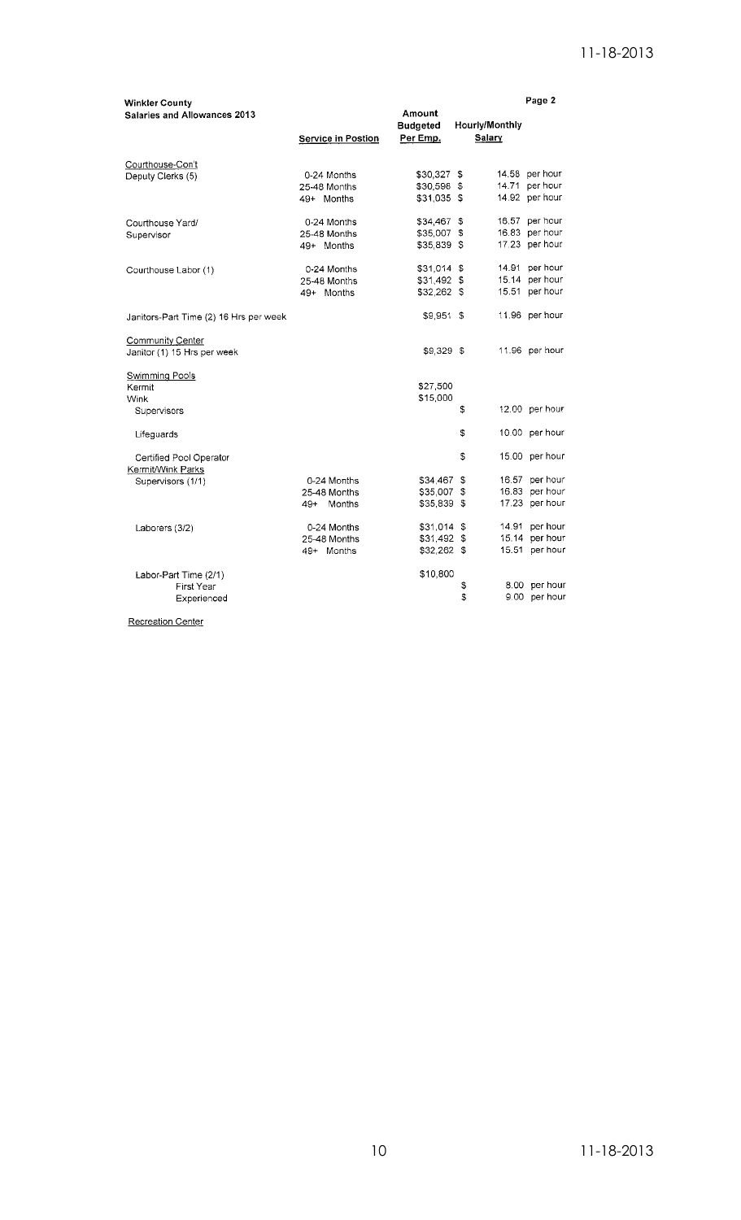**Winkler County**
**Salaries and Allowances 2013**

Page 2

| | Service in Postion | Amount Budgeted Per Emp. | Hourly/Monthly Salary |
|---|---|---|---|
| Courthouse-Con't | | | |
| Deputy Clerks (5) | 0-24 Months | $30,327 | $ 14.58 per hour |
| | 25-48 Months | $30,598 | $ 14.71 per hour |
| | 49+ Months | $31,035 | $ 14.92 per hour |
| Courthouse Yard/ Supervisor | 0-24 Months | $34,467 | $ 16.57 per hour |
| | 25-48 Months | $35,007 | $ 16.83 per hour |
| | 49+ Months | $35,839 | $ 17.23 per hour |
| Courthouse Labor (1) | 0-24 Months | $31,014 | $ 14.91 per hour |
| | 25-48 Months | $31,492 | $ 15.14 per hour |
| | 49+ Months | $32,262 | $ 15.51 per hour |
| Janitors-Part Time (2) 16 Hrs per week | | $9,951 | $ 11.96 per hour |
| Community Center | | | |
| Janitor (1) 15 Hrs per week | | $9,329 | $ 11.96 per hour |
| Swimming Pools | | | |
| Kermit | | $27,500 | |
| Wink | | $15,000 | |
| Supervisors | | | $ 12.00 per hour |
| Lifeguards | | | $ 10.00 per hour |
| Certified Pool Operator | | | $ 15.00 per hour |
| Kermit/Wink Parks | | | |
| Supervisors (1/1) | 0-24 Months | $34,467 | $ 16.57 per hour |
| | 25-48 Months | $35,007 | $ 16.83 per hour |
| | 49+ Months | $35,839 | $ 17.23 per hour |
| Laborers (3/2) | 0-24 Months | $31,014 | $ 14.91 per hour |
| | 25-48 Months | $31,492 | $ 15.14 per hour |
| | 49+ Months | $32,262 | $ 15.51 per hour |
| Labor-Part Time (2/1) | | $10,800 | |
| First Year | | | $ 8.00 per hour |
| Experienced | | | $ 9.00 per hour |

Recreation Center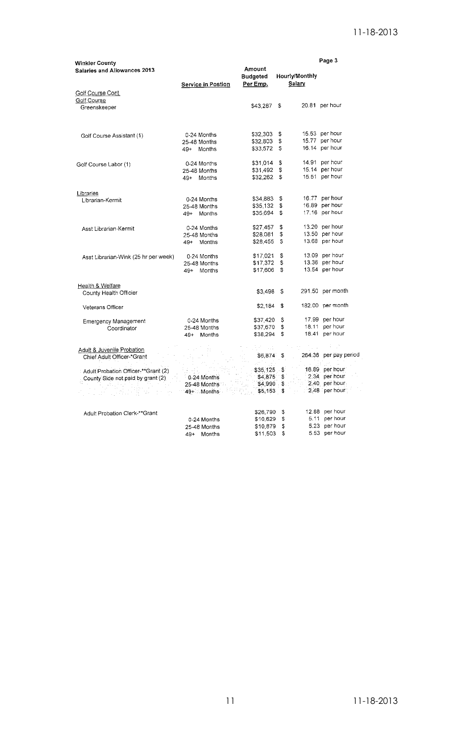**Winkler County**
**Salaries and Allowances 2013**

| | Service in Postion | Amount Budgeted Per Emp. | Hourly/Monthly Salary | |
|---|---|---|---|---|
| Golf Course Cont. | | | | |
| Golf Course | | | | |
| Greenskeeper | | $43,287 | $ 20.81 | per hour |
| Golf Course Assistant (1) | 0-24 Months | $32,303 | $ 15.53 | per hour |
| | 25-48 Months | $32,803 | $ 15.77 | per hour |
| | 49+ Months | $33,572 | $ 16.14 | per hour |
| Golf Course Labor (1) | 0-24 Months | $31,014 | $ 14.91 | per hour |
| | 25-48 Months | $31,492 | $ 15.14 | per hour |
| | 49+ Months | $32,262 | $ 15.51 | per hour |
| Libraries | | | | |
| Librarian-Kermit | 0-24 Months | $34,883 | $ 16.77 | per hour |
| | 25-48 Months | $35,132 | $ 16.89 | per hour |
| | 49+ Months | $35,694 | $ 17.16 | per hour |
| Asst Librarian-Kermit | 0-24 Months | $27,457 | $ 13.20 | per hour |
| | 25-48 Months | $28,081 | $ 13.50 | per hour |
| | 49+ Months | $28,455 | $ 13.68 | per hour |
| Asst Librarian-Wink (25 hr per week) | 0-24 Months | $17,021 | $ 13.09 | per hour |
| | 25-48 Months | $17,372 | $ 13.36 | per hour |
| | 49+ Months | $17,606 | $ 13.54 | per hour |
| Health & Welfare | | | | |
| County Health Officier | | $3,498 | $ 291.50 | per month |
| Veterans Officer | | $2,184 | $ 182.00 | per month |
| Emergency Management Coordinator | 0-24 Months | $37,420 | $ 17.99 | per hour |
| | 25-48 Months | $37,670 | $ 18.11 | per hour |
| | 49+ Months | $38,294 | $ 18.41 | per hour |
| Adult & Juvenile Probation | | | | |
| Chief Adult Officer-*Grant | | $6,874 | $ 264.38 | per pay period |
| Adult Probation Officer-**Grant (2) | | $35,125 | $ 16.89 | per hour |
| County Side not paid by grant (2) | 0-24 Months | $4,875 | $ 2.34 | per hour |
| | 25-48 Months | $4,990 | $ 2.40 | per hour |
| | 49+ Months | $5,153 | $ 2.48 | per hour |
| Adult Probation Clerk-**Grant | | $26,790 | $ 12.88 | per hour |
| | 0-24 Months | $10,629 | $ 5.11 | per hour |
| | 25-48 Months | $10,879 | $ 5.23 | per hour |
| | 49+ Months | $11,503 | $ 5.53 | per hour |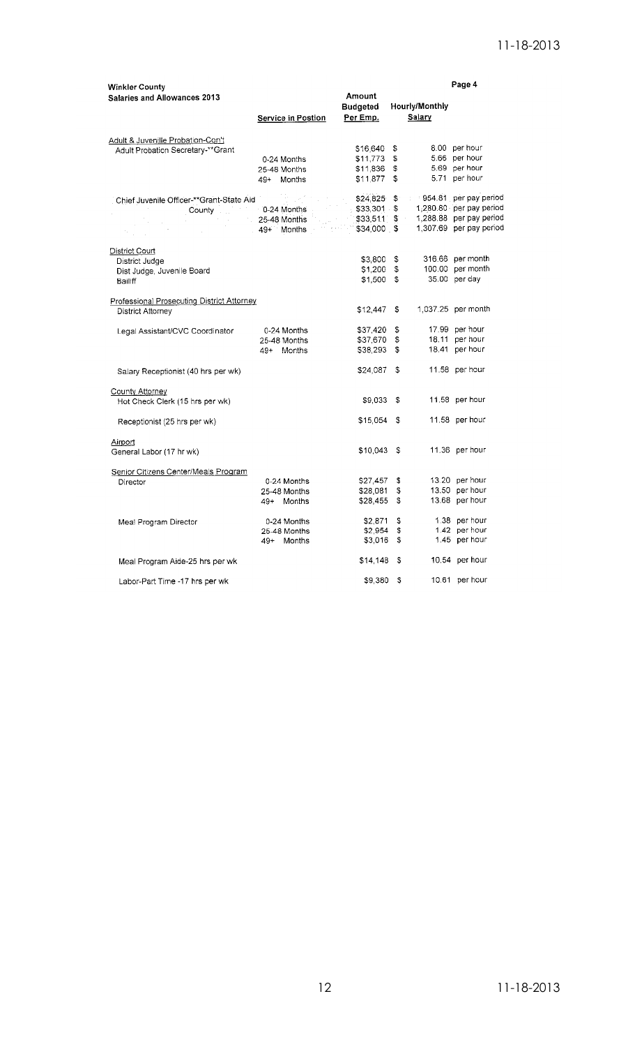**Winkler County**
**Salaries and Allowances 2013**

Page 4

| | Service in Postion | Amount Budgeted Per Emp. | Hourly/Monthly Salary | |
|---|---|---|---|---|
| Adult & Juvenile Probation-Con't | | | | |
| Adult Probation Secretary-**Grant | | $16,640 | $ 8.00 | per hour |
| | 0-24 Months | $11,773 | $ 5.66 | per hour |
| | 25-48 Months | $11,836 | $ 5.69 | per hour |
| | 49+ Months | $11,877 | $ 5.71 | per hour |
| Chief Juvenile Officer-**Grant-State Aid | | $24,825 | $ 954.81 | per pay period |
| County | 0-24 Months | $33,301 | $ 1,280.80 | per pay period |
| | 25-48 Months | $33,511 | $ 1,288.88 | per pay period |
| | 49+ Months | $34,000 | $ 1,307.69 | per pay period |
| District Court | | | | |
| District Judge | | $3,800 | $ 316.66 | per month |
| Dist Judge, Juvenile Board | | $1,200 | $ 100.00 | per month |
| Bailiff | | $1,500 | $ 35.00 | per day |
| Professional Prosecuting District Attorney | | | | |
| District Attorney | | $12,447 | $ 1,037.25 | per month |
| Legal Assistant/CVC Coordinator | 0-24 Months | $37,420 | $ 17.99 | per hour |
| | 25-48 Months | $37,670 | $ 18.11 | per hour |
| | 49+ Months | $38,293 | $ 18.41 | per hour |
| Salary Receptionist (40 hrs per wk) | | $24,087 | $ 11.58 | per hour |
| County Attorney | | | | |
| Hot Check Clerk (15 hrs per wk) | | $9,033 | $ 11.58 | per hour |
| Receptionist (25 hrs per wk) | | $15,054 | $ 11.58 | per hour |
| Airport | | | | |
| General Labor (17 hr wk) | | $10,043 | $ 11.36 | per hour |
| Senior Citizens Center/Meals Program | | | | |
| Director | 0-24 Months | $27,457 | $ 13.20 | per hour |
| | 25-48 Months | $28,081 | $ 13.50 | per hour |
| | 49+ Months | $28,455 | $ 13.68 | per hour |
| Meal Program Director | 0-24 Months | $2,871 | $ 1.38 | per hour |
| | 25-48 Months | $2,954 | $ 1.42 | per hour |
| | 49+ Months | $3,016 | $ 1.45 | per hour |
| Meal Program Aide-25 hrs per wk | | $14,148 | $ 10.54 | per hour |
| Labor-Part Time -17 hrs per wk | | $9,380 | $ 10.61 | per hour |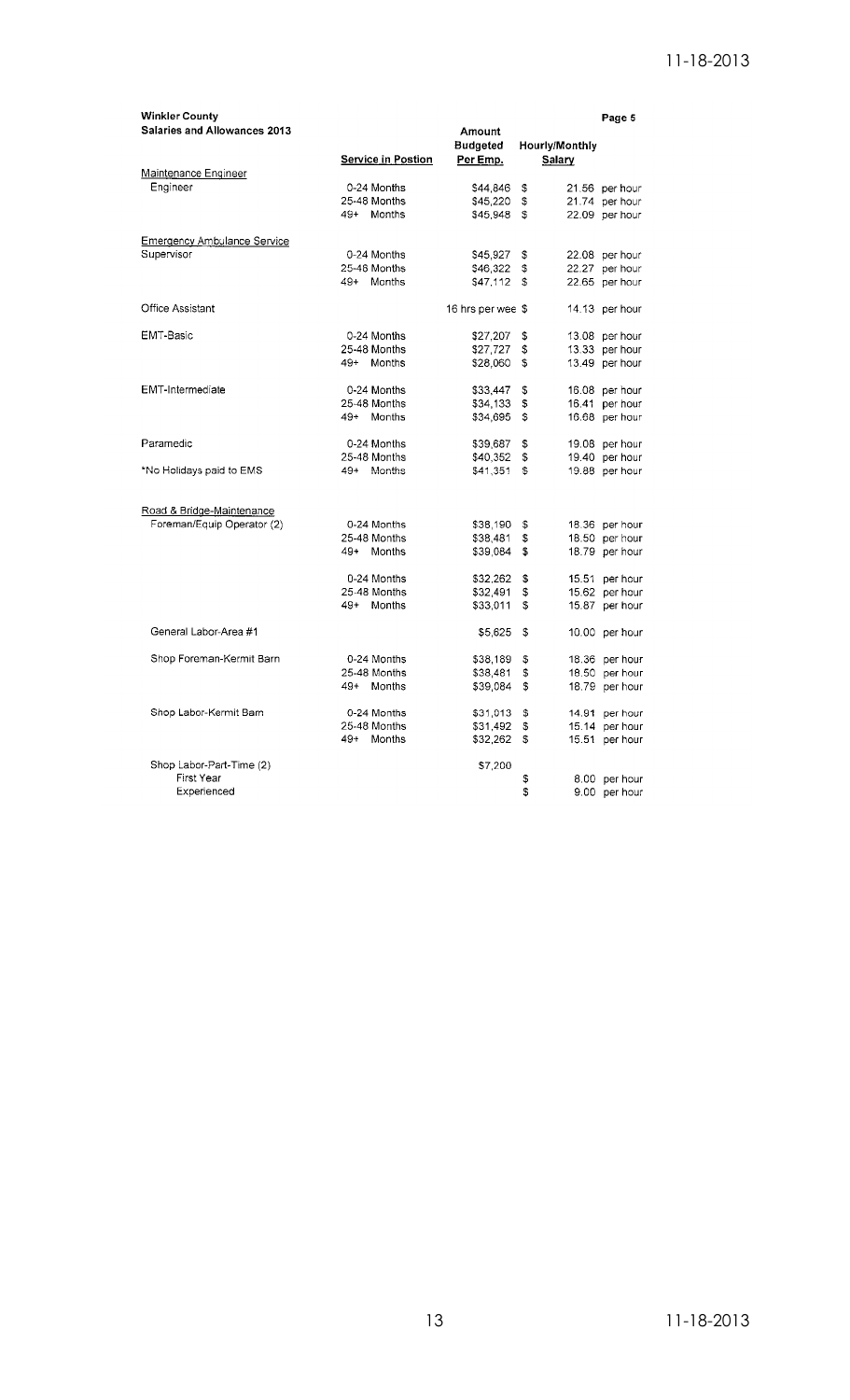**Winkler County**
**Salaries and Allowances 2013**

Page 5

| | Service in Postion | Amount Budgeted Per Emp. | Hourly/Monthly Salary |
|---|---|---|---|
| Maintenance Engineer | | | |
| Engineer | 0-24 Months | $44,846 | $ 21.56 per hour |
| | 25-48 Months | $45,220 | $ 21.74 per hour |
| | 49+ Months | $45,948 | $ 22.09 per hour |
| Emergency Ambulance Service | | | |
| Supervisor | 0-24 Months | $45,927 | $ 22.08 per hour |
| | 25-48 Months | $46,322 | $ 22.27 per hour |
| | 49+ Months | $47,112 | $ 22.65 per hour |
| Office Assistant | | 16 hrs per wee | $ 14.13 per hour |
| EMT-Basic | 0-24 Months | $27,207 | $ 13.08 per hour |
| | 25-48 Months | $27,727 | $ 13.33 per hour |
| | 49+ Months | $28,060 | $ 13.49 per hour |
| EMT-Intermediate | 0-24 Months | $33,447 | $ 16.08 per hour |
| | 25-48 Months | $34,133 | $ 16.41 per hour |
| | 49+ Months | $34,695 | $ 16.68 per hour |
| Paramedic | 0-24 Months | $39,687 | $ 19.08 per hour |
| | 25-48 Months | $40,352 | $ 19.40 per hour |
| *No Holidays paid to EMS | 49+ Months | $41,351 | $ 19.88 per hour |
| Road & Bridge-Maintenance | | | |
| Foreman/Equip Operator (2) | 0-24 Months | $38,190 | $ 18.36 per hour |
| | 25-48 Months | $38,481 | $ 18.50 per hour |
| | 49+ Months | $39,084 | $ 18.79 per hour |
| | 0-24 Months | $32,262 | $ 15.51 per hour |
| | 25-48 Months | $32,491 | $ 15.62 per hour |
| | 49+ Months | $33,011 | $ 15.87 per hour |
| General Labor-Area #1 | | $5,625 | $ 10.00 per hour |
| Shop Foreman-Kermit Barn | 0-24 Months | $38,189 | $ 18.36 per hour |
| | 25-48 Months | $38,481 | $ 18.50 per hour |
| | 49+ Months | $39,084 | $ 18.79 per hour |
| Shop Labor-Kermit Barn | 0-24 Months | $31,013 | $ 14.91 per hour |
| | 25-48 Months | $31,492 | $ 15.14 per hour |
| | 49+ Months | $32,262 | $ 15.51 per hour |
| Shop Labor-Part-Time (2) | | $7,200 | |
| First Year | | | $ 8.00 per hour |
| Experienced | | | $ 9.00 per hour |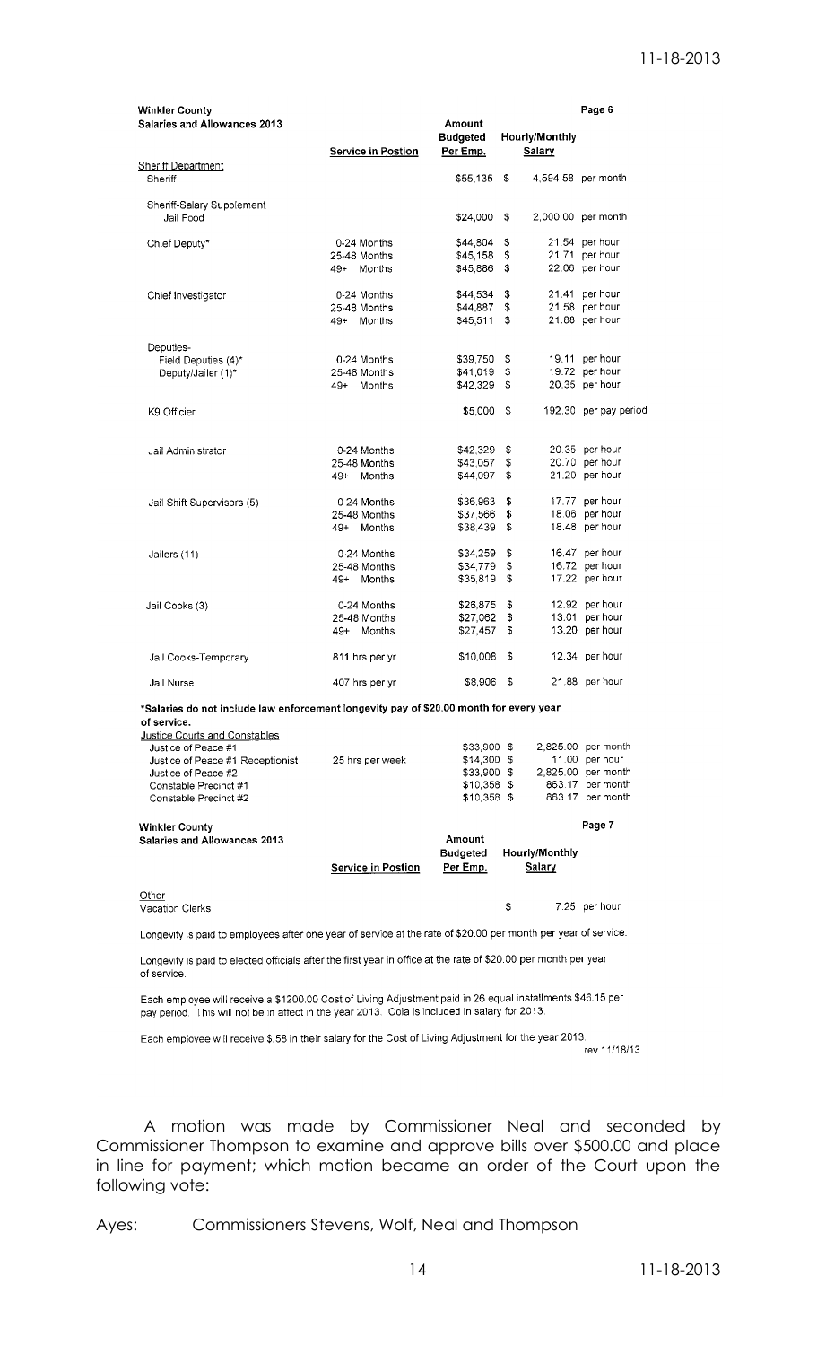**Winkler County**
**Salaries and Allowances 2013**

Page 6

| | Service in Postion | Amount Budgeted Per Emp. | Hourly/Monthly Salary |
|---|---|---|---|
| **Sheriff Department** | | | |
| Sheriff | | $55,135 | $ 4,594.58 per month |
| Sheriff-Salary Supplement Jail Food | | $24,000 | $ 2,000.00 per month |
| Chief Deputy* | 0-24 Months | $44,804 | $ 21.54 per hour |
| | 25-48 Months | $45,158 | $ 21.71 per hour |
| | 49+ Months | $45,886 | $ 22.06 per hour |
| Chief Investigator | 0-24 Months | $44,534 | $ 21.41 per hour |
| | 25-48 Months | $44,887 | $ 21.58 per hour |
| | 49+ Months | $45,511 | $ 21.88 per hour |
| Deputies- | | | |
| Field Deputies (4)* | 0-24 Months | $39,750 | $ 19.11 per hour |
| Deputy/Jailer (1)* | 25-48 Months | $41,019 | $ 19.72 per hour |
| | 49+ Months | $42,329 | $ 20.35 per hour |
| K9 Officier | | $5,000 | $ 192.30 per pay period |
| Jail Administrator | 0-24 Months | $42,329 | $ 20.35 per hour |
| | 25-48 Months | $43,057 | $ 20.70 per hour |
| | 49+ Months | $44,097 | $ 21.20 per hour |
| Jail Shift Supervisors (5) | 0-24 Months | $36,963 | $ 17.77 per hour |
| | 25-48 Months | $37,566 | $ 18.06 per hour |
| | 49+ Months | $38,439 | $ 18.48 per hour |
| Jailers (11) | 0-24 Months | $34,259 | $ 16.47 per hour |
| | 25-48 Months | $34,779 | $ 16.72 per hour |
| | 49+ Months | $35,819 | $ 17.22 per hour |
| Jail Cooks (3) | 0-24 Months | $26,875 | $ 12.92 per hour |
| | 25-48 Months | $27,062 | $ 13.01 per hour |
| | 49+ Months | $27,457 | $ 13.20 per hour |
| Jail Cooks-Temporary | 811 hrs per yr | $10,008 | $ 12.34 per hour |
| Jail Nurse | 407 hrs per yr | $8,906 | $ 21.88 per hour |

*Salaries do not include law enforcement longevity pay of $20.00 month for every year of service.

| | Service in Postion | Amount Budgeted Per Emp. | Hourly/Monthly Salary |
|---|---|---|---|
| **Justice Courts and Constables** | | | |
| Justice of Peace #1 | | $33,900 | $ 2,825.00 per month |
| Justice of Peace #1 Receptionist | 25 hrs per week | $14,300 | $ 11.00 per hour |
| Justice of Peace #2 | | $33,900 | $ 2,825.00 per month |
| Constable Precinct #1 | | $10,358 | $ 863.17 per month |
| Constable Precinct #2 | | $10,358 | $ 863.17 per month |

**Winkler County**
**Salaries and Allowances 2013**

Page 7

| | Service in Postion | Amount Budgeted Per Emp. | Hourly/Monthly Salary |
|---|---|---|---|
| **Other** | | | |
| Vacation Clerks | | | $ 7.25 per hour |

Longevity is paid to employees after one year of service at the rate of $20.00 per month per year of service.

Longevity is paid to elected officials after the first year in office at the rate of $20.00 per month per year of service.

Each employee will receive a $1200.00 Cost of Living Adjustment paid in 26 equal installments $46.15 per pay period. This will not be in affect in the year 2013. Cola is included in salary for 2013.

Each employee will receive $.58 in their salary for the Cost of Living Adjustment for the year 2013.

rev 11/18/13

A motion was made by Commissioner Neal and seconded by Commissioner Thompson to examine and approve bills over $500.00 and place in line for payment; which motion became an order of the Court upon the following vote:

Ayes: Commissioners Stevens, Wolf, Neal and Thompson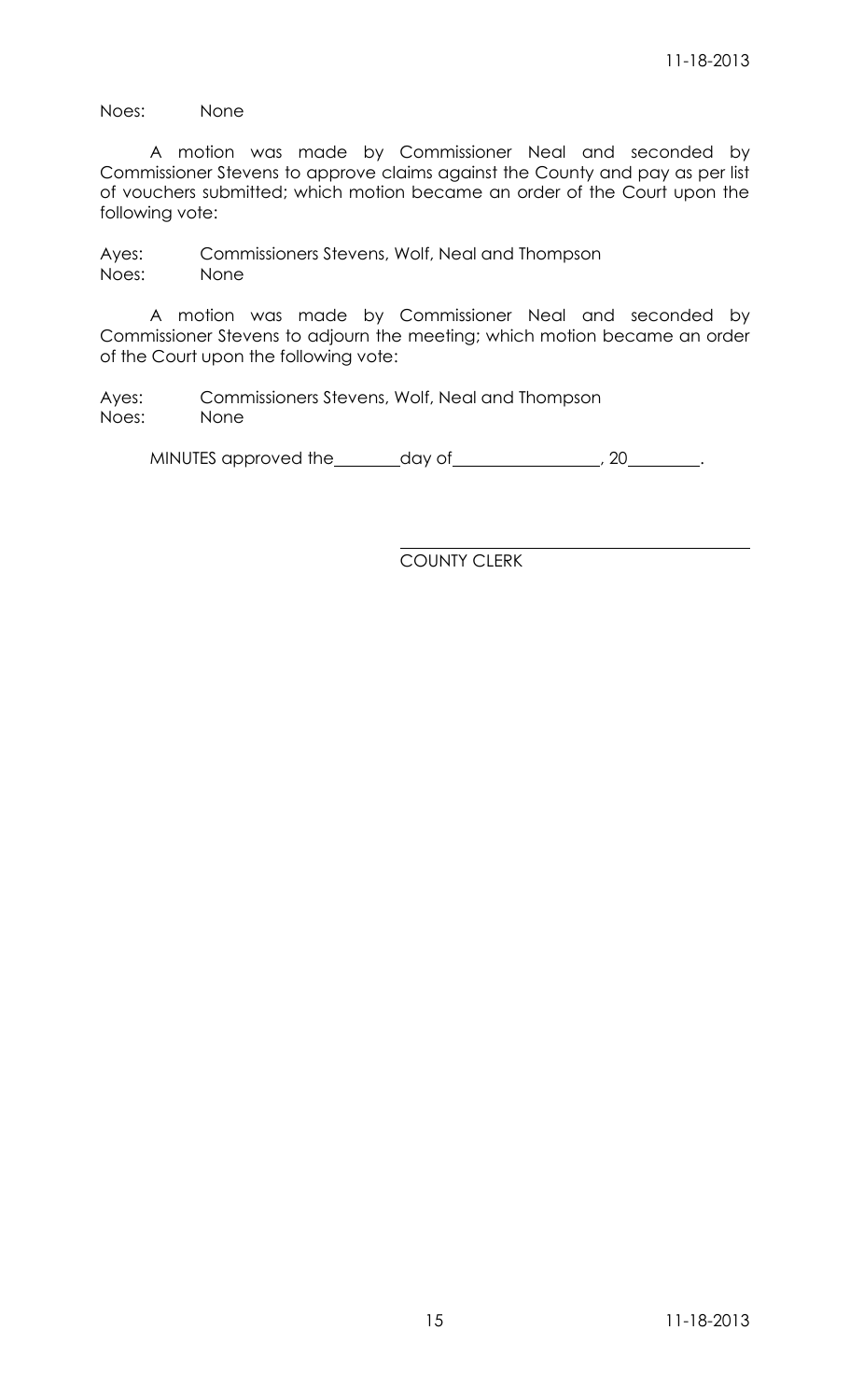Noes: None

A motion was made by Commissioner Neal and seconded by Commissioner Stevens to approve claims against the County and pay as per list of vouchers submitted; which motion became an order of the Court upon the following vote:

Ayes: Commissioners Stevens, Wolf, Neal and Thompson
Noes: None

A motion was made by Commissioner Neal and seconded by Commissioner Stevens to adjourn the meeting; which motion became an order of the Court upon the following vote:

Ayes: Commissioners Stevens, Wolf, Neal and Thompson
Noes: None

MINUTES approved the_______day of________________, 20________.

______________________________________
COUNTY CLERK